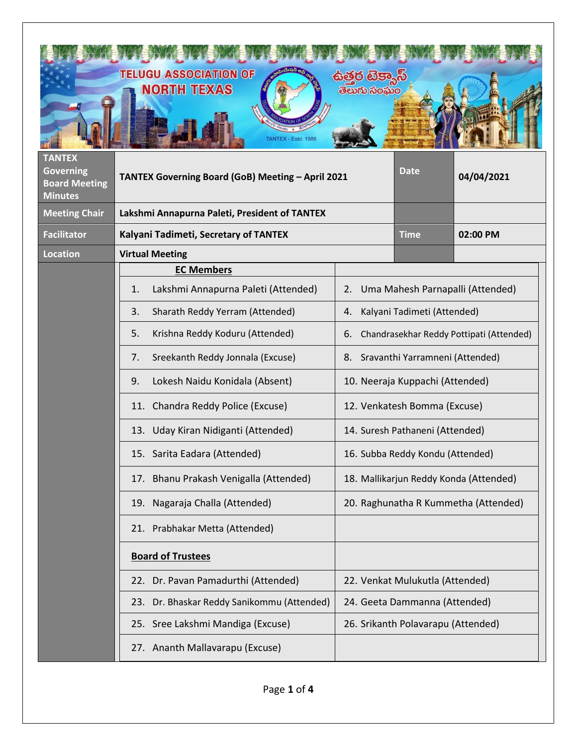TELUGU ASSOCIATION OF NORTH TEXAS

ఉత్తర టెక్సాస్ తెలుగు సంఘం

TANTEX - Estd. 1986

| TANTEX Governing Board Meeting Minutes | TANTEX Governing Board (GoB) Meeting – April 2021 | Date | 04/04/2021 |
|---|---|---|---|
| Meeting Chair | Lakshmi Annapurna Paleti, President of TANTEX | | |
| Facilitator | Kalyani Tadimeti, Secretary of TANTEX | Time | 02:00 PM |
| Location | Virtual Meeting | | |

| EC Members | |
|---|---|
| 1. Lakshmi Annapurna Paleti (Attended) | 2. Uma Mahesh Parnapalli (Attended) |
| 3. Sharath Reddy Yerram (Attended) | 4. Kalyani Tadimeti (Attended) |
| 5. Krishna Reddy Koduru (Attended) | 6. Chandrasekhar Reddy Pottipati (Attended) |
| 7. Sreekanth Reddy Jonnala (Excuse) | 8. Sravanthi Yarramneni (Attended) |
| 9. Lokesh Naidu Konidala (Absent) | 10. Neeraja Kuppachi (Attended) |
| 11. Chandra Reddy Police (Excuse) | 12. Venkatesh Bomma (Excuse) |
| 13. Uday Kiran Nidiganti (Attended) | 14. Suresh Pathaneni (Attended) |
| 15. Sarita Eadara (Attended) | 16. Subba Reddy Kondu (Attended) |
| 17. Bhanu Prakash Venigalla (Attended) | 18. Mallikarjun Reddy Konda (Attended) |
| 19. Nagaraja Challa (Attended) | 20. Raghunatha R Kummetha (Attended) |
| 21. Prabhakar Metta (Attended) | |
| **Board of Trustees** | |
| 22. Dr. Pavan Pamadurthi (Attended) | 22. Venkat Mulukutla (Attended) |
| 23. Dr. Bhaskar Reddy Sanikommu (Attended) | 24. Geeta Dammanna (Attended) |
| 25. Sree Lakshmi Mandiga (Excuse) | 26. Srikanth Polavarapu (Attended) |
| 27. Ananth Mallavarapu (Excuse) | |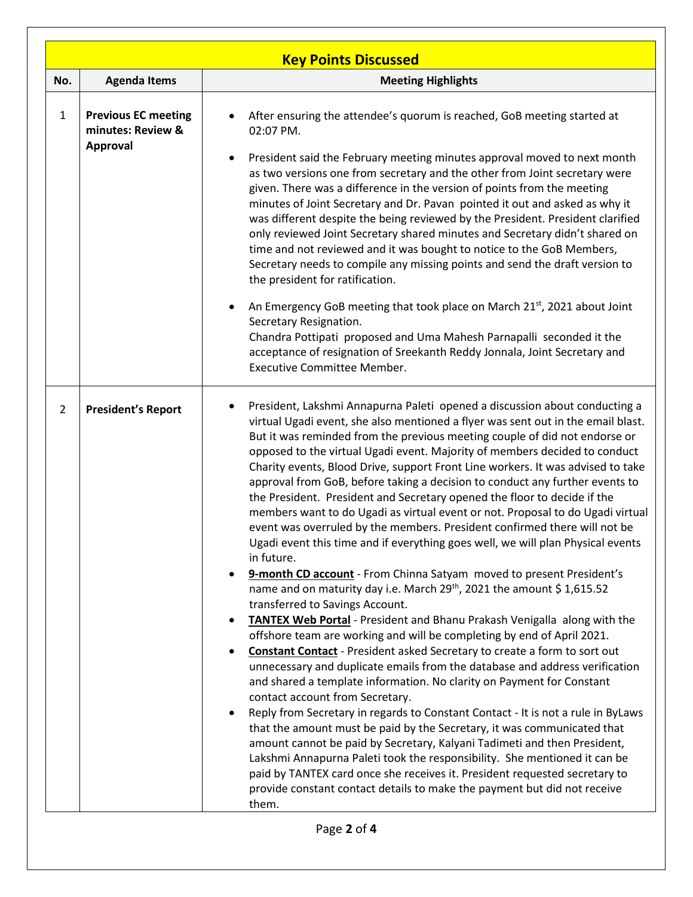| Key Points Discussed | | |
|---|---|---|
| **No.** | **Agenda Items** | **Meeting Highlights** |
| 1 | **Previous EC meeting minutes: Review & Approval** | • After ensuring the attendee's quorum is reached, GoB meeting started at 02:07 PM.<br>• President said the February meeting minutes approval moved to next month as two versions one from secretary and the other from Joint secretary were given. There was a difference in the version of points from the meeting minutes of Joint Secretary and Dr. Pavan pointed it out and asked as why it was different despite the being reviewed by the President. President clarified only reviewed Joint Secretary shared minutes and Secretary didn't shared on time and not reviewed and it was bought to notice to the GoB Members, Secretary needs to compile any missing points and send the draft version to the president for ratification.<br>• An Emergency GoB meeting that took place on March 21st, 2021 about Joint Secretary Resignation.<br>Chandra Pottipati proposed and Uma Mahesh Parnapalli seconded it the acceptance of resignation of Sreekanth Reddy Jonnala, Joint Secretary and Executive Committee Member. |
| 2 | **President's Report** | • President, Lakshmi Annapurna Paleti opened a discussion about conducting a virtual Ugadi event, she also mentioned a flyer was sent out in the email blast. But it was reminded from the previous meeting couple of did not endorse or opposed to the virtual Ugadi event. Majority of members decided to conduct Charity events, Blood Drive, support Front Line workers. It was advised to take approval from GoB, before taking a decision to conduct any further events to the President. President and Secretary opened the floor to decide if the members want to do Ugadi as virtual event or not. Proposal to do Ugadi virtual event was overruled by the members. President confirmed there will not be Ugadi event this time and if everything goes well, we will plan Physical events in future.<br>• **<u>9-month CD account</u>** - From Chinna Satyam moved to present President's name and on maturity day i.e. March 29th, 2021 the amount $ 1,615.52 transferred to Savings Account.<br>• **<u>TANTEX Web Portal</u>** - President and Bhanu Prakash Venigalla along with the offshore team are working and will be completing by end of April 2021.<br>• **<u>Constant Contact</u>** - President asked Secretary to create a form to sort out unnecessary and duplicate emails from the database and address verification and shared a template information. No clarity on Payment for Constant contact account from Secretary.<br>• Reply from Secretary in regards to Constant Contact - It is not a rule in ByLaws that the amount must be paid by the Secretary, it was communicated that amount cannot be paid by Secretary, Kalyani Tadimeti and then President, Lakshmi Annapurna Paleti took the responsibility. She mentioned it can be paid by TANTEX card once she receives it. President requested secretary to provide constant contact details to make the payment but did not receive them. |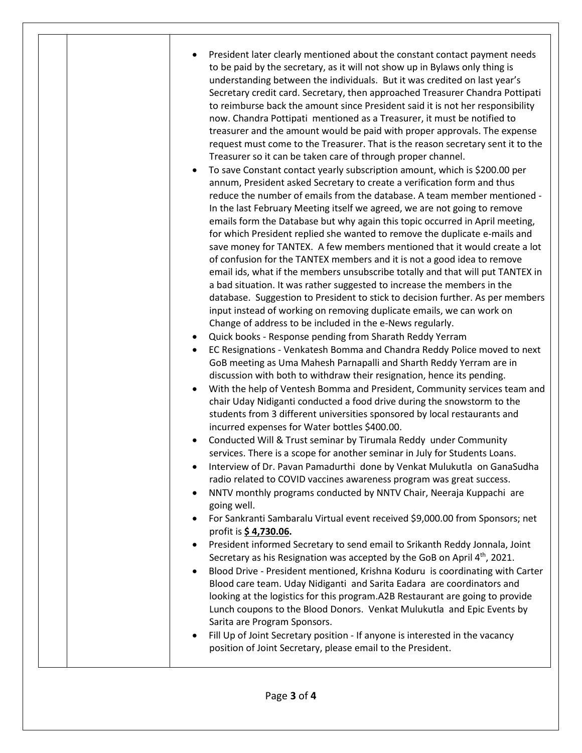|  |  |  |
|---|---|---|
|  |  | • President later clearly mentioned about the constant contact payment needs to be paid by the secretary, as it will not show up in Bylaws only thing is understanding between the individuals. But it was credited on last year's Secretary credit card. Secretary, then approached Treasurer Chandra Pottipati to reimburse back the amount since President said it is not her responsibility now. Chandra Pottipati mentioned as a Treasurer, it must be notified to treasurer and the amount would be paid with proper approvals. The expense request must come to the Treasurer. That is the reason secretary sent it to the Treasurer so it can be taken care of through proper channel.<br>• To save Constant contact yearly subscription amount, which is $200.00 per annum, President asked Secretary to create a verification form and thus reduce the number of emails from the database. A team member mentioned - In the last February Meeting itself we agreed, we are not going to remove emails form the Database but why again this topic occurred in April meeting, for which President replied she wanted to remove the duplicate e-mails and save money for TANTEX. A few members mentioned that it would create a lot of confusion for the TANTEX members and it is not a good idea to remove email ids, what if the members unsubscribe totally and that will put TANTEX in a bad situation. It was rather suggested to increase the members in the database. Suggestion to President to stick to decision further. As per members input instead of working on removing duplicate emails, we can work on Change of address to be included in the e-News regularly.<br>• Quick books - Response pending from Sharath Reddy Yerram<br>• EC Resignations - Venkatesh Bomma and Chandra Reddy Police moved to next GoB meeting as Uma Mahesh Parnapalli and Sharth Reddy Yerram are in discussion with both to withdraw their resignation, hence its pending.<br>• With the help of Ventesh Bomma and President, Community services team and chair Uday Nidiganti conducted a food drive during the snowstorm to the students from 3 different universities sponsored by local restaurants and incurred expenses for Water bottles $400.00.<br>• Conducted Will & Trust seminar by Tirumala Reddy under Community services. There is a scope for another seminar in July for Students Loans.<br>• Interview of Dr. Pavan Pamadurthi done by Venkat Mulukutla on GanaSudha radio related to COVID vaccines awareness program was great success.<br>• NNTV monthly programs conducted by NNTV Chair, Neeraja Kuppachi are going well.<br>• For Sankranti Sambaralu Virtual event received $9,000.00 from Sponsors; net profit is **$ 4,730.06.**<br>• President informed Secretary to send email to Srikanth Reddy Jonnala, Joint Secretary as his Resignation was accepted by the GoB on April 4th, 2021.<br>• Blood Drive - President mentioned, Krishna Koduru is coordinating with Carter Blood care team. Uday Nidiganti and Sarita Eadara are coordinators and looking at the logistics for this program.A2B Restaurant are going to provide Lunch coupons to the Blood Donors. Venkat Mulukutla and Epic Events by Sarita are Program Sponsors.<br>• Fill Up of Joint Secretary position - If anyone is interested in the vacancy position of Joint Secretary, please email to the President. |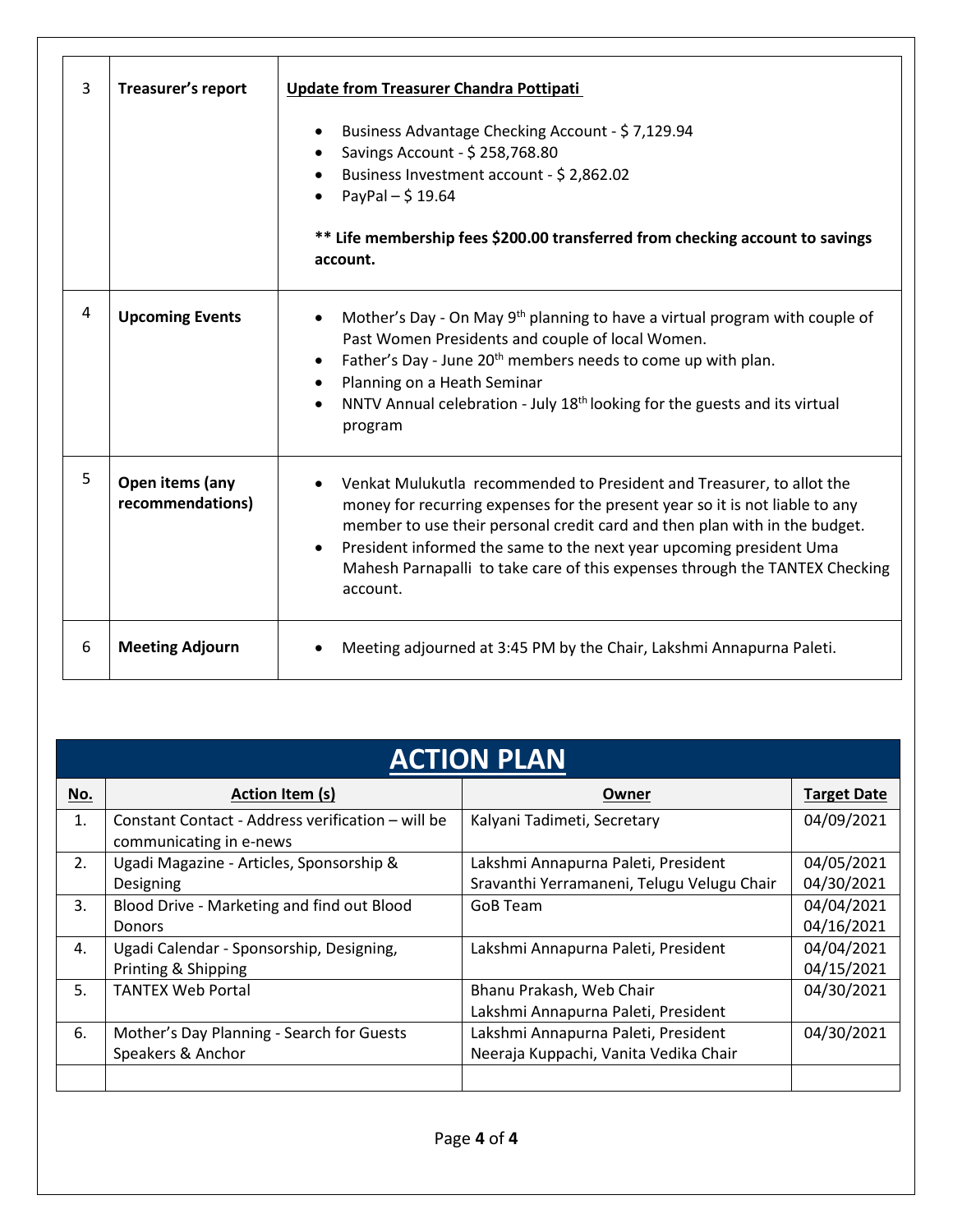| | | |
|---|---|---|
| 3 | **Treasurer's report** | **Update from Treasurer Chandra Pottipati**<br><br>• Business Advantage Checking Account - $ 7,129.94<br>• Savings Account - $ 258,768.80<br>• Business Investment account - $ 2,862.02<br>• PayPal – $ 19.64<br><br>**\*\* Life membership fees $200.00 transferred from checking account to savings account.** |
| 4 | **Upcoming Events** | • Mother's Day - On May 9th planning to have a virtual program with couple of Past Women Presidents and couple of local Women.<br>• Father's Day - June 20th members needs to come up with plan.<br>• Planning on a Heath Seminar<br>• NNTV Annual celebration - July 18th looking for the guests and its virtual program |
| 5 | **Open items (any recommendations)** | • Venkat Mulukutla recommended to President and Treasurer, to allot the money for recurring expenses for the present year so it is not liable to any member to use their personal credit card and then plan with in the budget.<br>• President informed the same to the next year upcoming president Uma Mahesh Parnapalli to take care of this expenses through the TANTEX Checking account. |
| 6 | **Meeting Adjourn** | • Meeting adjourned at 3:45 PM by the Chair, Lakshmi Annapurna Paleti. |

## ACTION PLAN

| No. | Action Item (s) | Owner | Target Date |
|---|---|---|---|
| 1. | Constant Contact - Address verification – will be communicating in e-news | Kalyani Tadimeti, Secretary | 04/09/2021 |
| 2. | Ugadi Magazine - Articles, Sponsorship & Designing | Lakshmi Annapurna Paleti, President<br>Sravanthi Yerramaneni, Telugu Velugu Chair | 04/05/2021<br>04/30/2021 |
| 3. | Blood Drive - Marketing and find out Blood Donors | GoB Team | 04/04/2021<br>04/16/2021 |
| 4. | Ugadi Calendar - Sponsorship, Designing, Printing & Shipping | Lakshmi Annapurna Paleti, President | 04/04/2021<br>04/15/2021 |
| 5. | TANTEX Web Portal | Bhanu Prakash, Web Chair<br>Lakshmi Annapurna Paleti, President | 04/30/2021 |
| 6. | Mother's Day Planning - Search for Guests Speakers & Anchor | Lakshmi Annapurna Paleti, President<br>Neeraja Kuppachi, Vanita Vedika Chair | 04/30/2021 |
| | | | |